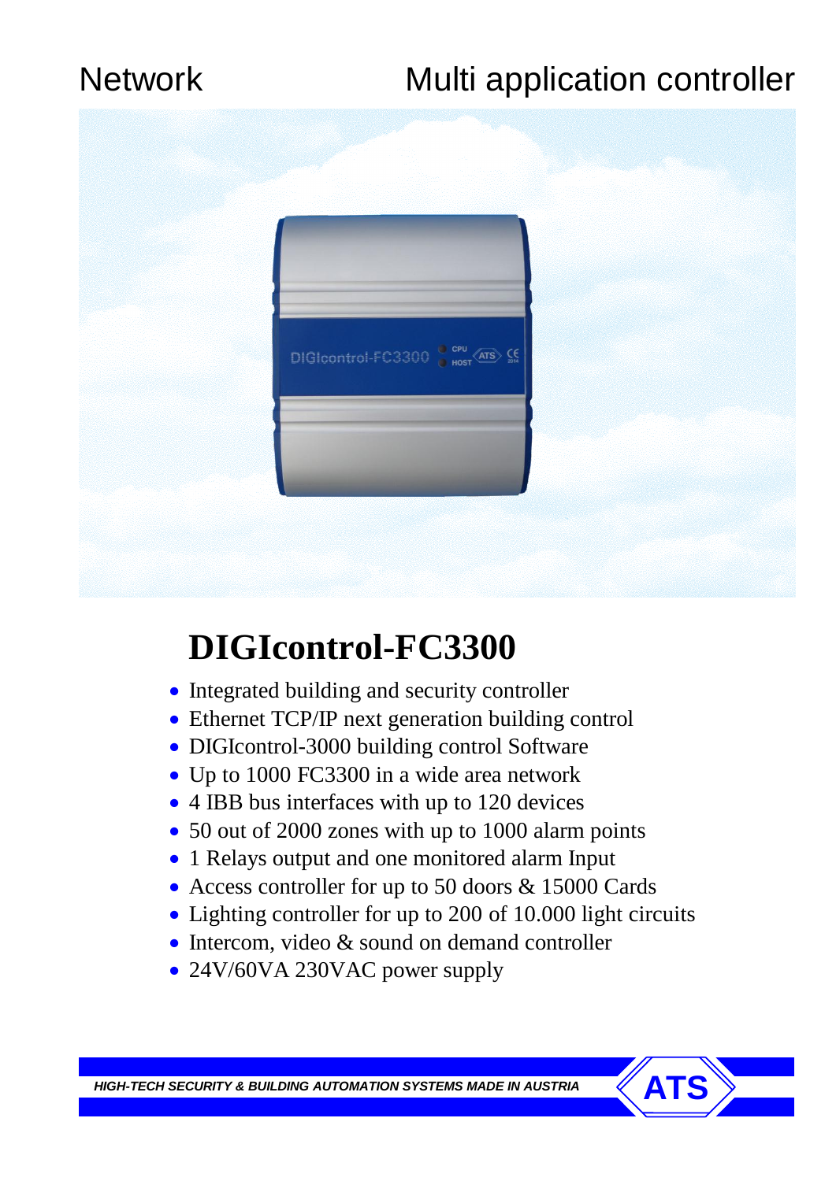Network Multi application controller

# DIGIcontrol-FC3300

- Integrated building and security controller
- Ethernet TCP/IP next generation building control
- DIGIcontrol-3000 building control Software
- Up to 1000 FC3300 in a wide area network
- 4 IBB bus interfaces with up to 120 devices
- 50 out of 2000 zones with up to 1000 alarm points
- 1 Relays output and one monitored alarm Input
- Access controller for up to 50 doors & 15000 Cards
- Lighting controller for up to 200 of 10.000 light circuits
- Intercom, video & sound on demand controller
- 24V/60VA 230VAC power supply

*HIGH-TECH SECURITY & BUILDING AUTOMATION SYSTEMS MADE IN AUSTRIA*

ATS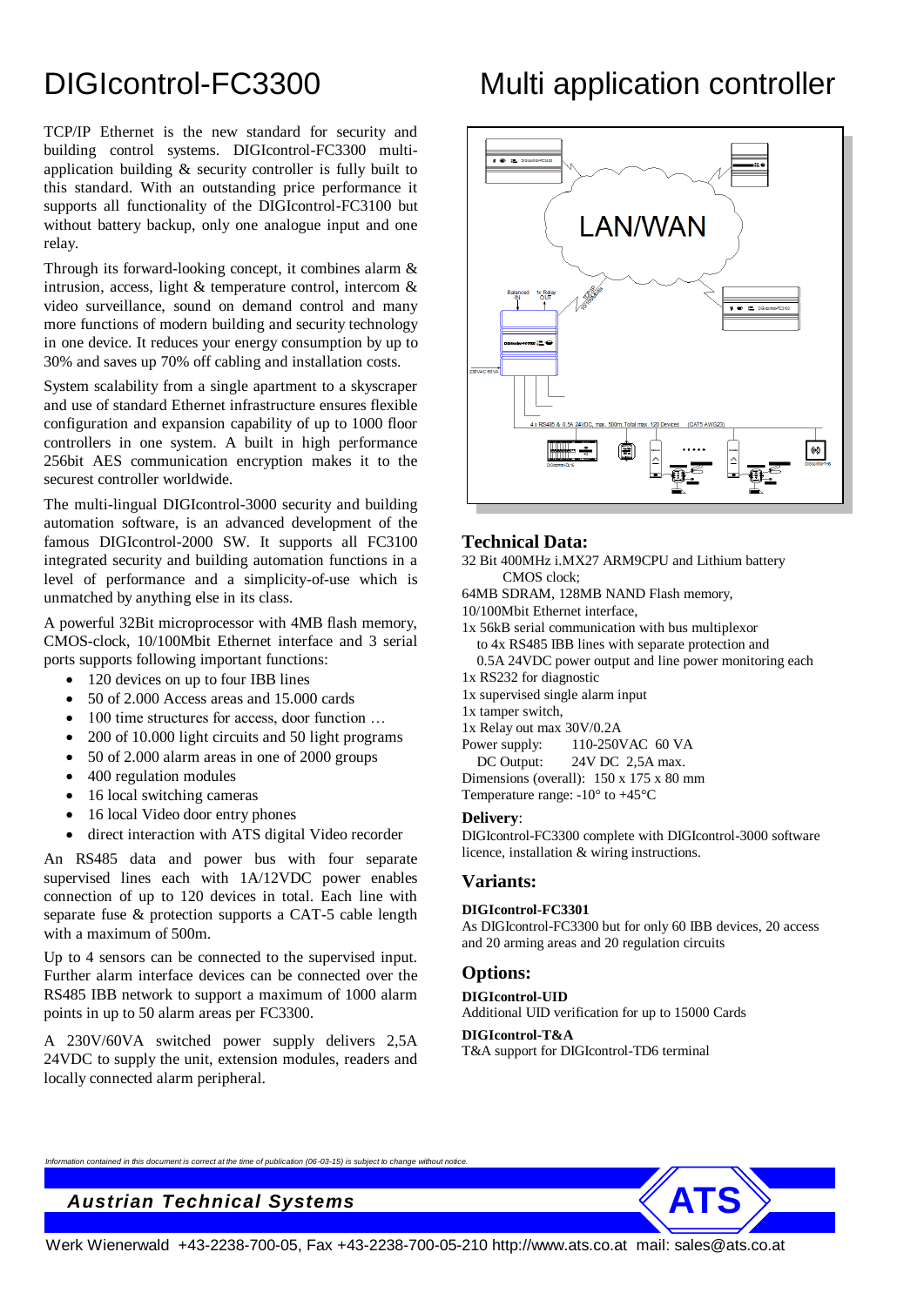# DIGIcontrol-FC3300

# Multi application controller

TCP/IP Ethernet is the new standard for security and building control systems. DIGIcontrol-FC3300 multi-application building & security controller is fully built to this standard. With an outstanding price performance it supports all functionality of the DIGIcontrol-FC3100 but without battery backup, only one analogue input and one relay.

Through its forward-looking concept, it combines alarm & intrusion, access, light & temperature control, intercom & video surveillance, sound on demand control and many more functions of modern building and security technology in one device. It reduces your energy consumption by up to 30% and saves up 70% off cabling and installation costs.

System scalability from a single apartment to a skyscraper and use of standard Ethernet infrastructure ensures flexible configuration and expansion capability of up to 1000 floor controllers in one system. A built in high performance 256bit AES communication encryption makes it to the securest controller worldwide.

The multi-lingual DIGIcontrol-3000 security and building automation software, is an advanced development of the famous DIGIcontrol-2000 SW. It supports all FC3100 integrated security and building automation functions in a level of performance and a simplicity-of-use which is unmatched by anything else in its class.

A powerful 32Bit microprocessor with 4MB flash memory, CMOS-clock, 10/100Mbit Ethernet interface and 3 serial ports supports following important functions:

- 120 devices on up to four IBB lines
- 50 of 2.000 Access areas and 15.000 cards
- 100 time structures for access, door function …
- 200 of 10.000 light circuits and 50 light programs
- 50 of 2.000 alarm areas in one of 2000 groups
- 400 regulation modules
- 16 local switching cameras
- 16 local Video door entry phones
- direct interaction with ATS digital Video recorder

An RS485 data and power bus with four separate supervised lines each with 1A/12VDC power enables connection of up to 120 devices in total. Each line with separate fuse & protection supports a CAT-5 cable length with a maximum of 500m.

Up to 4 sensors can be connected to the supervised input. Further alarm interface devices can be connected over the RS485 IBB network to support a maximum of 1000 alarm points in up to 50 alarm areas per FC3300.

A 230V/60VA switched power supply delivers 2,5A 24VDC to supply the unit, extension modules, readers and locally connected alarm peripheral.

LAN/WAN

Balanced IN

1x Relay OUT

230VAC 60VA

4 x RS485 & 0,5A 24VDC, max. 500m, Total max. 120 Devices (CAT5 AWG23)

## Technical Data:

32 Bit 400MHz i.MX27 ARM9CPU and Lithium battery CMOS clock;
64MB SDRAM, 128MB NAND Flash memory,
10/100Mbit Ethernet interface,
1x 56kB serial communication with bus multiplexor to 4x RS485 IBB lines with separate protection and 0.5A 24VDC power output and line power monitoring each
1x RS232 for diagnostic
1x supervised single alarm input
1x tamper switch,
1x Relay out max 30V/0.2A
Power supply: 110-250VAC 60 VA
DC Output: 24V DC 2,5A max.
Dimensions (overall): 150 x 175 x 80 mm
Temperature range: -10° to +45°C

**Delivery**:

DIGIcontrol-FC3300 complete with DIGIcontrol-3000 software licence, installation & wiring instructions.

## Variants:

**DIGIcontrol-FC3301**
As DIGIcontrol-FC3300 but for only 60 IBB devices, 20 access and 20 arming areas and 20 regulation circuits

## Options:

**DIGIcontrol-UID**
Additional UID verification for up to 15000 Cards

**DIGIcontrol-T&A**
T&A support for DIGIcontrol-TD6 terminal

*Information contained in this document is correct at the time of publication (06-03-15) is subject to change without notice.*

***Austrian Technical Systems***

ATS

Werk Wienerwald +43-2238-700-05, Fax +43-2238-700-05-210 http://www.ats.co.at mail: sales@ats.co.at